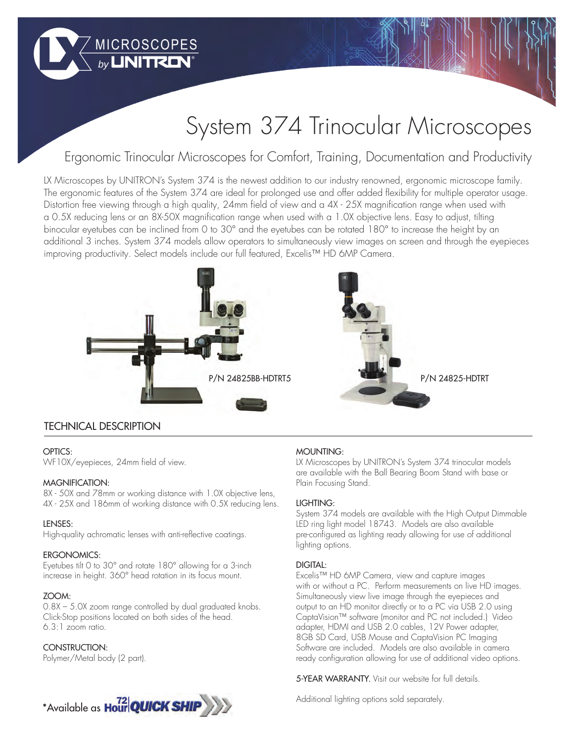# System 374 Trinocular Microscopes

## Ergonomic Trinocular Microscopes for Comfort, Training, Documentation and Productivity

LX Microscopes by UNITRON's System 374 is the newest addition to our industry renowned, ergonomic microscope family. The ergonomic features of the System 374 are ideal for prolonged use and offer added flexibility for multiple operator usage. Distortion free viewing through a high quality, 24mm field of view and a 4X - 25X magnification range when used with a 0.5X reducing lens or an 8X-50X magnification range when used with a 1.0X objective lens. Easy to adjust, tilting binocular eyetubes can be inclined from 0 to 30° and the eyetubes can be rotated 180° to increase the height by an additional 3 inches. System 374 models allow operators to simultaneously view images on screen and through the eyepieces improving productivity. Select models include our full featured, Excelis™ HD 6MP Camera.

P/N 24825BB-HDTRT5

P/N 24825-HDTRT

## TECHNICAL DESCRIPTION

**OPTICS:**
WF10X/eyepieces, 24mm field of view.

**MAGNIFICATION:**
8X - 50X and 78mm or working distance with 1.0X objective lens, 4X - 25X and 186mm of working distance with 0.5X reducing lens.

**LENSES:**
High-quality achromatic lenses with anti-reflective coatings.

**ERGONOMICS:**
Eyetubes tilt 0 to 30° and rotate 180° allowing for a 3-inch increase in height. 360° head rotation in its focus mount.

**ZOOM:**
0.8X – 5.0X zoom range controlled by dual graduated knobs. Click-Stop positions located on both sides of the head. 6.3:1 zoom ratio.

**CONSTRUCTION:**
Polymer/Metal body (2 part).

**MOUNTING:**
LX Microscopes by UNITRON's System 374 trinocular models are available with the Ball Bearing Boom Stand with base or Plain Focusing Stand.

**LIGHTING:**
System 374 models are available with the High Output Dimmable LED ring light model 18743. Models are also available pre-configured as lighting ready allowing for use of additional lighting options.

**DIGITAL:**
Excelis™ HD 6MP Camera, view and capture images with or without a PC. Perform measurements on live HD images. Simultaneously view live image through the eyepieces and output to an HD monitor directly or to a PC via USB 2.0 using CaptaVision™ software (monitor and PC not included.) Video adapter, HDMI and USB 2.0 cables, 12V Power adapter, 8GB SD Card, USB Mouse and CaptaVision PC Imaging Software are included. Models are also available in camera ready configuration allowing for use of additional video options.

**5-YEAR WARRANTY.** Visit our website for full details.

Additional lighting options sold separately.

*Available as 72 Hour QUICK SHIP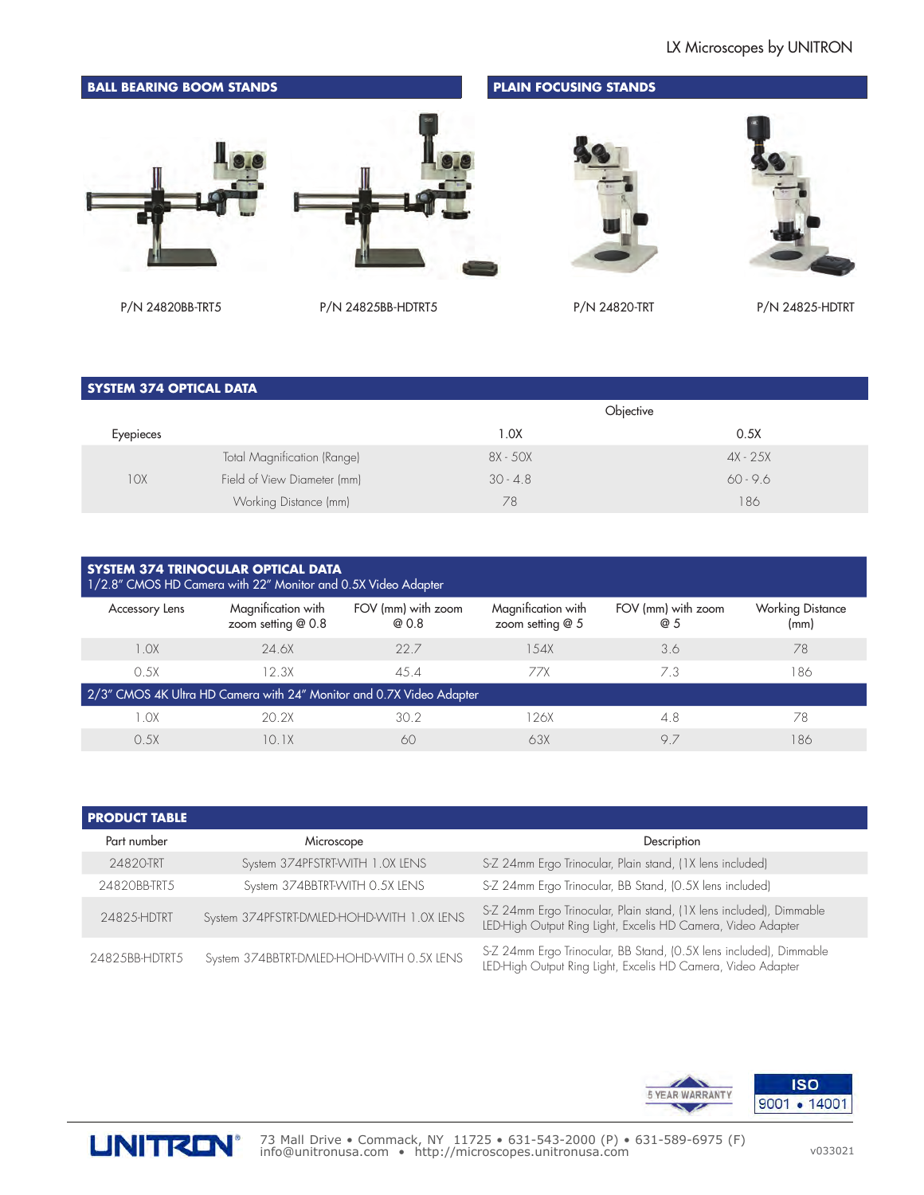## BALL BEARING BOOM STANDS

P/N 24820BB-TRT5

P/N 24825BB-HDTRT5

## PLAIN FOCUSING STANDS

P/N 24820-TRT

P/N 24825-HDTRT

## SYSTEM 374 OPTICAL DATA

| | | Objective | |
|---|---|---|---|
| Eyepieces | | 1.0X | 0.5X |
| 10X | Total Magnification (Range) | 8X - 50X | 4X - 25X |
| | Field of View Diameter (mm) | 30 - 4.8 | 60 - 9.6 |
| | Working Distance (mm) | 78 | 186 |

## SYSTEM 374 TRINOCULAR OPTICAL DATA

1/2.8" CMOS HD Camera with 22" Monitor and 0.5X Video Adapter

| Accessory Lens | Magnification with zoom setting @ 0.8 | FOV (mm) with zoom @ 0.8 | Magnification with zoom setting @ 5 | FOV (mm) with zoom @ 5 | Working Distance (mm) |
|---|---|---|---|---|---|
| 1.0X | 24.6X | 22.7 | 154X | 3.6 | 78 |
| 0.5X | 12.3X | 45.4 | 77X | 7.3 | 186 |
| **2/3" CMOS 4K Ultra HD Camera with 24" Monitor and 0.7X Video Adapter** | | | | | |
| 1.0X | 20.2X | 30.2 | 126X | 4.8 | 78 |
| 0.5X | 10.1X | 60 | 63X | 9.7 | 186 |

## PRODUCT TABLE

| Part number | Microscope | Description |
|---|---|---|
| 24820-TRT | System 374PFSTRT-WITH 1.0X LENS | S-Z 24mm Ergo Trinocular, Plain stand, (1X lens included) |
| 24820BB-TRT5 | System 374BBTRT-WITH 0.5X LENS | S-Z 24mm Ergo Trinocular, BB Stand, (0.5X lens included) |
| 24825-HDTRT | System 374PFSTRT-DMLED-HOHD-WITH 1.0X LENS | S-Z 24mm Ergo Trinocular, Plain stand, (1X lens included), Dimmable LED-High Output Ring Light, Excelis HD Camera, Video Adapter |
| 24825BB-HDTRT5 | System 374BBTRT-DMLED-HOHD-WITH 0.5X LENS | S-Z 24mm Ergo Trinocular, BB Stand, (0.5X lens included), Dimmable LED-High Output Ring Light, Excelis HD Camera, Video Adapter |

5 YEAR WARRANTY

ISO 9001 • 14001

UNITRON®

73 Mall Drive • Commack, NY 11725 • 631-543-2000 (P) • 631-589-6975 (F)
info@unitronusa.com • http://microscopes.unitronusa.com

v033021